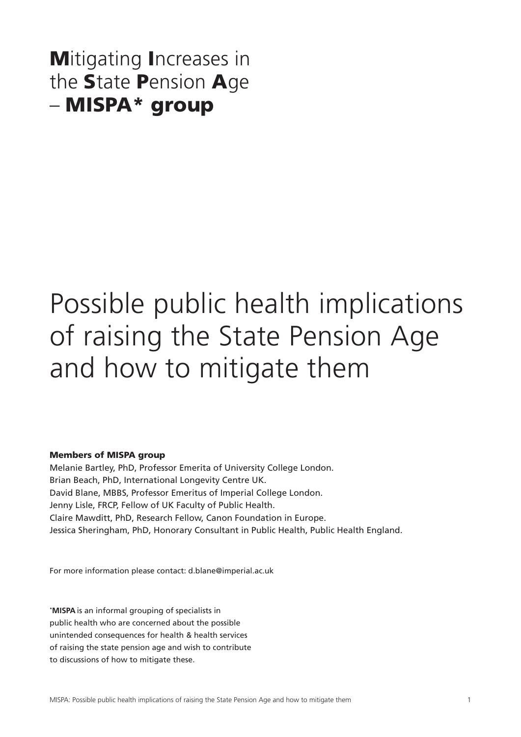**M**itigating **I**ncreases in the **S**tate **P**ension **A**ge – **MISPA* group**

# Possible public health implications of raising the State Pension Age and how to mitigate them

**Members of MISPA group**

Melanie Bartley, PhD, Professor Emerita of University College London.
Brian Beach, PhD, International Longevity Centre UK.
David Blane, MBBS, Professor Emeritus of Imperial College London.
Jenny Lisle, FRCP, Fellow of UK Faculty of Public Health.
Claire Mawditt, PhD, Research Fellow, Canon Foundation in Europe.
Jessica Sheringham, PhD, Honorary Consultant in Public Health, Public Health England.

For more information please contact: d.blane@imperial.ac.uk

*__MISPA__ is an informal grouping of specialists in public health who are concerned about the possible unintended consequences for health & health services of raising the state pension age and wish to contribute to discussions of how to mitigate these.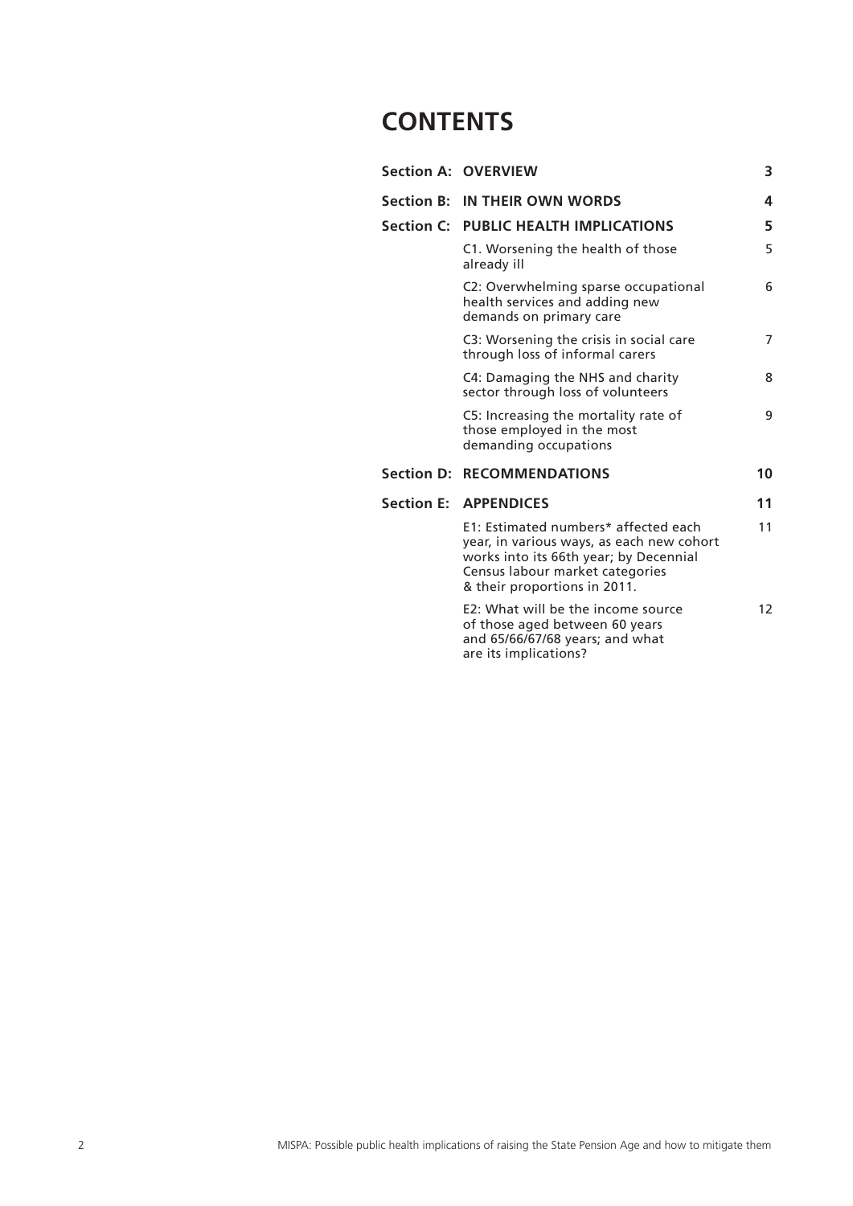# CONTENTS

| | | |
|---|---|---|
| **Section A:** | **OVERVIEW** | **3** |
| **Section B:** | **IN THEIR OWN WORDS** | **4** |
| **Section C:** | **PUBLIC HEALTH IMPLICATIONS** | **5** |
| | C1. Worsening the health of those already ill | 5 |
| | C2: Overwhelming sparse occupational health services and adding new demands on primary care | 6 |
| | C3: Worsening the crisis in social care through loss of informal carers | 7 |
| | C4: Damaging the NHS and charity sector through loss of volunteers | 8 |
| | C5: Increasing the mortality rate of those employed in the most demanding occupations | 9 |
| **Section D:** | **RECOMMENDATIONS** | **10** |
| **Section E:** | **APPENDICES** | **11** |
| | E1: Estimated numbers* affected each year, in various ways, as each new cohort works into its 66th year; by Decennial Census labour market categories & their proportions in 2011. | 11 |
| | E2: What will be the income source of those aged between 60 years and 65/66/67/68 years; and what are its implications? | 12 |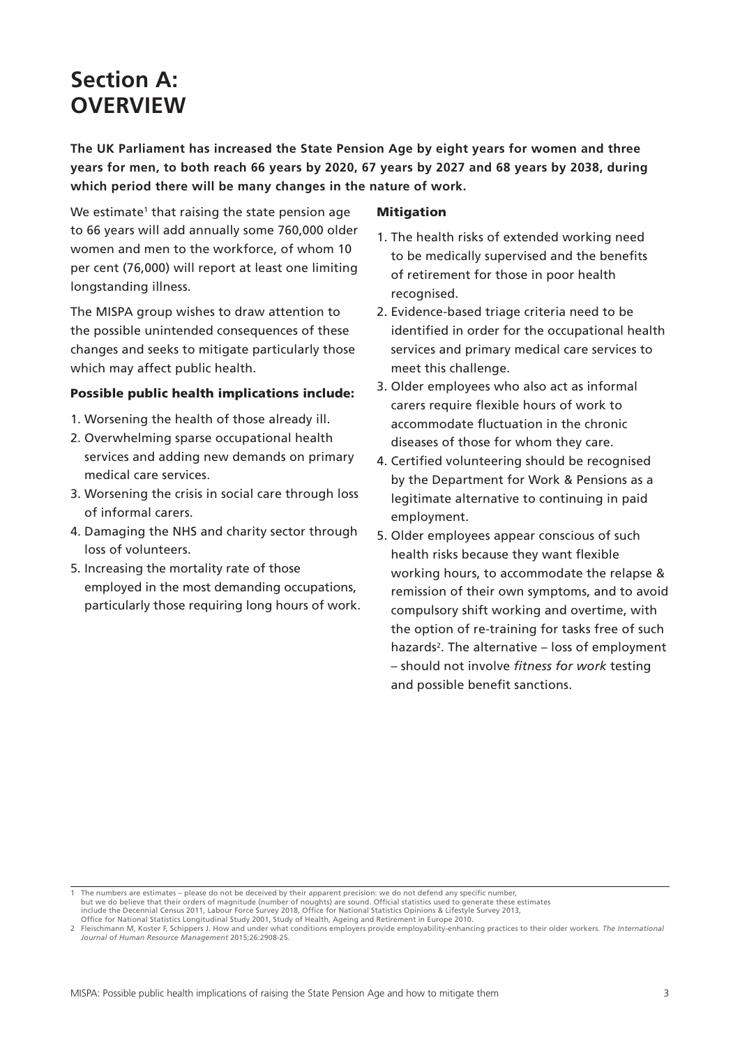# Section A: OVERVIEW

**The UK Parliament has increased the State Pension Age by eight years for women and three years for men, to both reach 66 years by 2020, 67 years by 2027 and 68 years by 2038, during which period there will be many changes in the nature of work.**

We estimate[1] that raising the state pension age to 66 years will add annually some 760,000 older women and men to the workforce, of whom 10 per cent (76,000) will report at least one limiting longstanding illness.

The MISPA group wishes to draw attention to the possible unintended consequences of these changes and seeks to mitigate particularly those which may affect public health.

### Possible public health implications include:

1. Worsening the health of those already ill.
2. Overwhelming sparse occupational health services and adding new demands on primary medical care services.
3. Worsening the crisis in social care through loss of informal carers.
4. Damaging the NHS and charity sector through loss of volunteers.
5. Increasing the mortality rate of those employed in the most demanding occupations, particularly those requiring long hours of work.

### Mitigation

1. The health risks of extended working need to be medically supervised and the benefits of retirement for those in poor health recognised.
2. Evidence-based triage criteria need to be identified in order for the occupational health services and primary medical care services to meet this challenge.
3. Older employees who also act as informal carers require flexible hours of work to accommodate fluctuation in the chronic diseases of those for whom they care.
4. Certified volunteering should be recognised by the Department for Work & Pensions as a legitimate alternative to continuing in paid employment.
5. Older employees appear conscious of such health risks because they want flexible working hours, to accommodate the relapse & remission of their own symptoms, and to avoid compulsory shift working and overtime, with the option of re-training for tasks free of such hazards[2]. The alternative – loss of employment – should not involve *fitness for work* testing and possible benefit sanctions.

---

1 The numbers are estimates – please do not be deceived by their apparent precision: we do not defend any specific number, but we do believe that their orders of magnitude (number of noughts) are sound. Official statistics used to generate these estimates include the Decennial Census 2011, Labour Force Survey 2018, Office for National Statistics Opinions & Lifestyle Survey 2013, Office for National Statistics Longitudinal Study 2001, Study of Health, Ageing and Retirement in Europe 2010.

2 Fleischmann M, Koster F, Schippers J. How and under what conditions employers provide employability-enhancing practices to their older workers. *The International Journal of Human Resource Management* 2015;26:2908-25.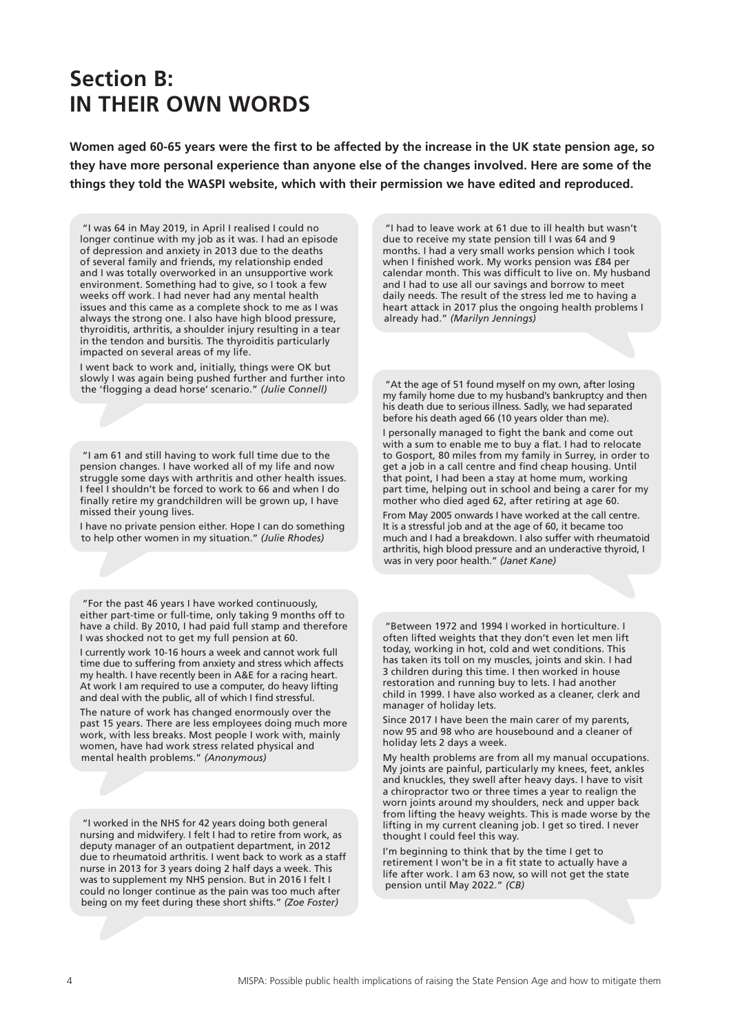# Section B: IN THEIR OWN WORDS

**Women aged 60-65 years were the first to be affected by the increase in the UK state pension age, so they have more personal experience than anyone else of the changes involved. Here are some of the things they told the WASPI website, which with their permission we have edited and reproduced.**

"I was 64 in May 2019, in April I realised I could no longer continue with my job as it was. I had an episode of depression and anxiety in 2013 due to the deaths of several family and friends, my relationship ended and I was totally overworked in an unsupportive work environment. Something had to give, so I took a few weeks off work. I had never had any mental health issues and this came as a complete shock to me as I was always the strong one. I also have high blood pressure, thyroiditis, arthritis, a shoulder injury resulting in a tear in the tendon and bursitis. The thyroiditis particularly impacted on several areas of my life.

I went back to work and, initially, things were OK but slowly I was again being pushed further and further into the 'flogging a dead horse' scenario." *(Julie Connell)*

"I am 61 and still having to work full time due to the pension changes. I have worked all of my life and now struggle some days with arthritis and other health issues. I feel I shouldn't be forced to work to 66 and when I do finally retire my grandchildren will be grown up, I have missed their young lives.

I have no private pension either. Hope I can do something to help other women in my situation." *(Julie Rhodes)*

"For the past 46 years I have worked continuously, either part-time or full-time, only taking 9 months off to have a child. By 2010, I had paid full stamp and therefore I was shocked not to get my full pension at 60.

I currently work 10-16 hours a week and cannot work full time due to suffering from anxiety and stress which affects my health. I have recently been in A&E for a racing heart. At work I am required to use a computer, do heavy lifting and deal with the public, all of which I find stressful.

The nature of work has changed enormously over the past 15 years. There are less employees doing much more work, with less breaks. Most people I work with, mainly women, have had work stress related physical and mental health problems." *(Anonymous)*

"I worked in the NHS for 42 years doing both general nursing and midwifery. I felt I had to retire from work, as deputy manager of an outpatient department, in 2012 due to rheumatoid arthritis. I went back to work as a staff nurse in 2013 for 3 years doing 2 half days a week. This was to supplement my NHS pension. But in 2016 I felt I could no longer continue as the pain was too much after being on my feet during these short shifts." *(Zoe Foster)*

"I had to leave work at 61 due to ill health but wasn't due to receive my state pension till I was 64 and 9 months. I had a very small works pension which I took when I finished work. My works pension was £84 per calendar month. This was difficult to live on. My husband and I had to use all our savings and borrow to meet daily needs. The result of the stress led me to having a heart attack in 2017 plus the ongoing health problems I already had." *(Marilyn Jennings)*

"At the age of 51 found myself on my own, after losing my family home due to my husband's bankruptcy and then his death due to serious illness. Sadly, we had separated before his death aged 66 (10 years older than me).

I personally managed to fight the bank and come out with a sum to enable me to buy a flat. I had to relocate to Gosport, 80 miles from my family in Surrey, in order to get a job in a call centre and find cheap housing. Until that point, I had been a stay at home mum, working part time, helping out in school and being a carer for my mother who died aged 62, after retiring at age 60.

From May 2005 onwards I have worked at the call centre. It is a stressful job and at the age of 60, it became too much and I had a breakdown. I also suffer with rheumatoid arthritis, high blood pressure and an underactive thyroid, I was in very poor health." *(Janet Kane)*

"Between 1972 and 1994 I worked in horticulture. I often lifted weights that they don't even let men lift today, working in hot, cold and wet conditions. This has taken its toll on my muscles, joints and skin. I had 3 children during this time. I then worked in house restoration and running buy to lets. I had another child in 1999. I have also worked as a cleaner, clerk and manager of holiday lets.

Since 2017 I have been the main carer of my parents, now 95 and 98 who are housebound and a cleaner of holiday lets 2 days a week.

My health problems are from all my manual occupations. My joints are painful, particularly my knees, feet, ankles and knuckles, they swell after heavy days. I have to visit a chiropractor two or three times a year to realign the worn joints around my shoulders, neck and upper back from lifting the heavy weights. This is made worse by the lifting in my current cleaning job. I get so tired. I never thought I could feel this way.

I'm beginning to think that by the time I get to retirement I won't be in a fit state to actually have a life after work. I am 63 now, so will not get the state pension until May 2022." *(CB)*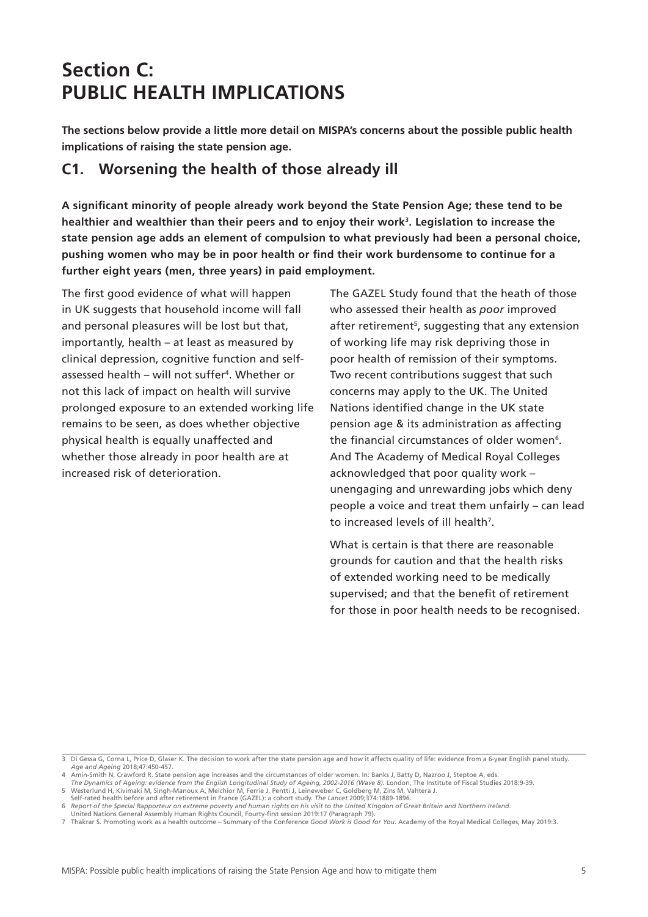# Section C: PUBLIC HEALTH IMPLICATIONS

**The sections below provide a little more detail on MISPA's concerns about the possible public health implications of raising the state pension age.**

## C1. Worsening the health of those already ill

**A significant minority of people already work beyond the State Pension Age; these tend to be healthier and wealthier than their peers and to enjoy their work[3]. Legislation to increase the state pension age adds an element of compulsion to what previously had been a personal choice, pushing women who may be in poor health or find their work burdensome to continue for a further eight years (men, three years) in paid employment.**

The first good evidence of what will happen in UK suggests that household income will fall and personal pleasures will be lost but that, importantly, health – at least as measured by clinical depression, cognitive function and self-assessed health – will not suffer[4]. Whether or not this lack of impact on health will survive prolonged exposure to an extended working life remains to be seen, as does whether objective physical health is equally unaffected and whether those already in poor health are at increased risk of deterioration.

The GAZEL Study found that the heath of those who assessed their health as *poor* improved after retirement[5], suggesting that any extension of working life may risk depriving those in poor health of remission of their symptoms. Two recent contributions suggest that such concerns may apply to the UK. The United Nations identified change in the UK state pension age & its administration as affecting the financial circumstances of older women[6]. And The Academy of Medical Royal Colleges acknowledged that poor quality work – unengaging and unrewarding jobs which deny people a voice and treat them unfairly – can lead to increased levels of ill health[7].

What is certain is that there are reasonable grounds for caution and that the health risks of extended working need to be medically supervised; and that the benefit of retirement for those in poor health needs to be recognised.

---

3 Di Gessa G, Corna L, Price D, Glaser K. The decision to work after the state pension age and how it affects quality of life: evidence from a 6-year English panel study. *Age and Ageing* 2018;47:450-457.

4 Amin-Smith N, Crawford R. State pension age increases and the circumstances of older women. In: Banks J, Batty D, Nazroo J, Steptoe A, eds. *The Dynamics of Ageing: evidence from the English Longitudinal Study of Ageing, 2002-2016 (Wave 8).* London, The Institute of Fiscal Studies 2018:9-39.

5 Westerlund H, Kivimaki M, Singh-Manoux A, Melchior M, Ferrie J, Pentti J, Leineweber C, Goldberg M, Zins M, Vahtera J. Self-rated health before and after retirement in France (GAZEL): a cohort study. *The Lancet* 2009;374:1889-1896.

6 *Report of the Special Rapporteur on extreme poverty and human rights on his visit to the United KIngdon of Great Britain and Northern Ireland.* United Nations General Assembly Human Rights Council, Fourty-first session 2019:17 (Paragraph 79).

7 Thakrar S. Promoting work as a health outcome – Summary of the Conference *Good Work is Good for You*. Academy of the Royal Medical Colleges, May 2019:3.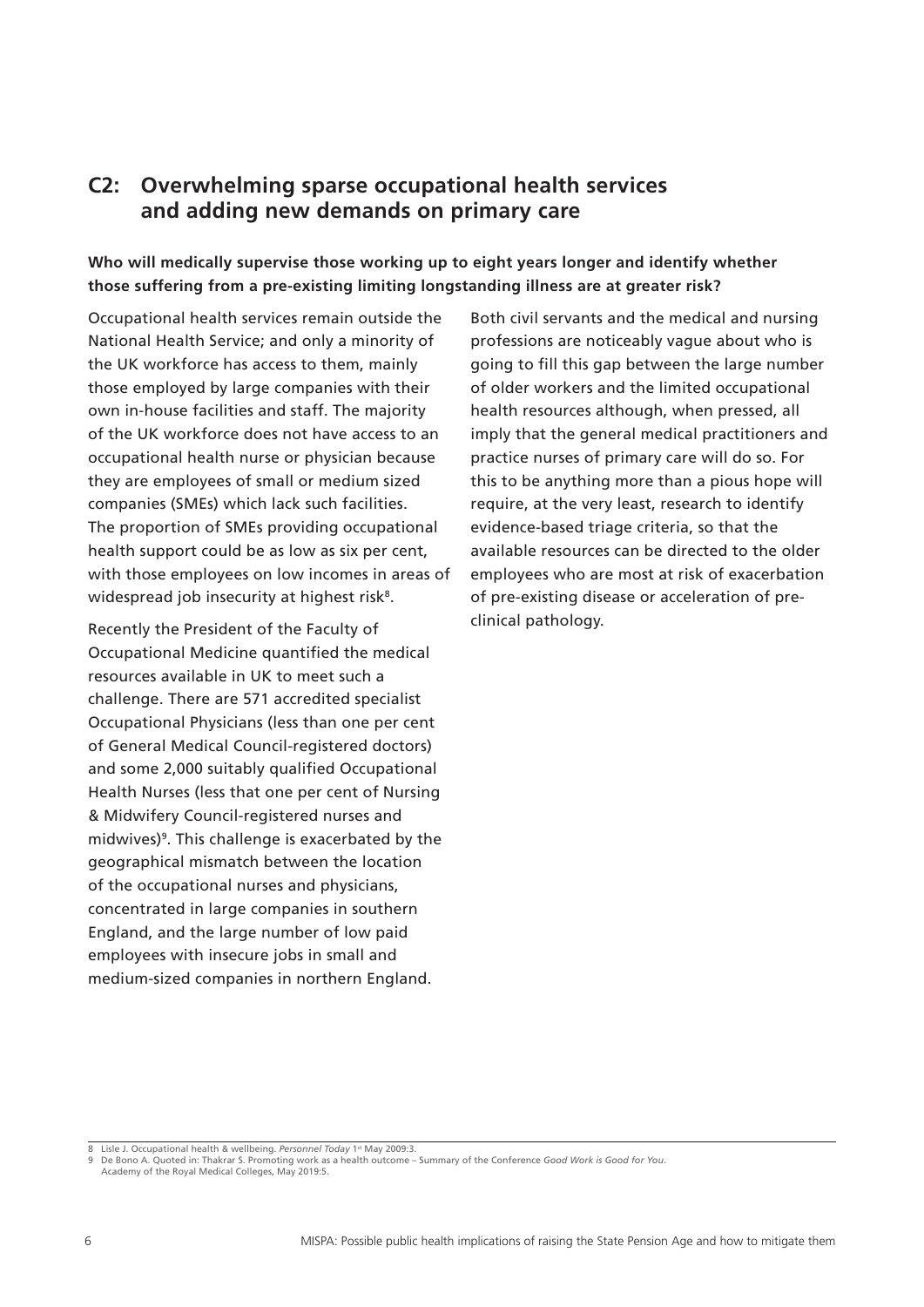## C2: Overwhelming sparse occupational health services and adding new demands on primary care

**Who will medically supervise those working up to eight years longer and identify whether those suffering from a pre-existing limiting longstanding illness are at greater risk?**

Occupational health services remain outside the National Health Service; and only a minority of the UK workforce has access to them, mainly those employed by large companies with their own in-house facilities and staff. The majority of the UK workforce does not have access to an occupational health nurse or physician because they are employees of small or medium sized companies (SMEs) which lack such facilities. The proportion of SMEs providing occupational health support could be as low as six per cent, with those employees on low incomes in areas of widespread job insecurity at highest risk[8].

Recently the President of the Faculty of Occupational Medicine quantified the medical resources available in UK to meet such a challenge. There are 571 accredited specialist Occupational Physicians (less than one per cent of General Medical Council-registered doctors) and some 2,000 suitably qualified Occupational Health Nurses (less that one per cent of Nursing & Midwifery Council-registered nurses and midwives)[9]. This challenge is exacerbated by the geographical mismatch between the location of the occupational nurses and physicians, concentrated in large companies in southern England, and the large number of low paid employees with insecure jobs in small and medium-sized companies in northern England.

Both civil servants and the medical and nursing professions are noticeably vague about who is going to fill this gap between the large number of older workers and the limited occupational health resources although, when pressed, all imply that the general medical practitioners and practice nurses of primary care will do so. For this to be anything more than a pious hope will require, at the very least, research to identify evidence-based triage criteria, so that the available resources can be directed to the older employees who are most at risk of exacerbation of pre-existing disease or acceleration of pre-clinical pathology.

---

8 Lisle J. Occupational health & wellbeing. *Personnel Today* 1st May 2009:3.

9 De Bono A. Quoted in: Thakrar S. Promoting work as a health outcome – Summary of the Conference *Good Work is Good for You*. Academy of the Royal Medical Colleges, May 2019:5.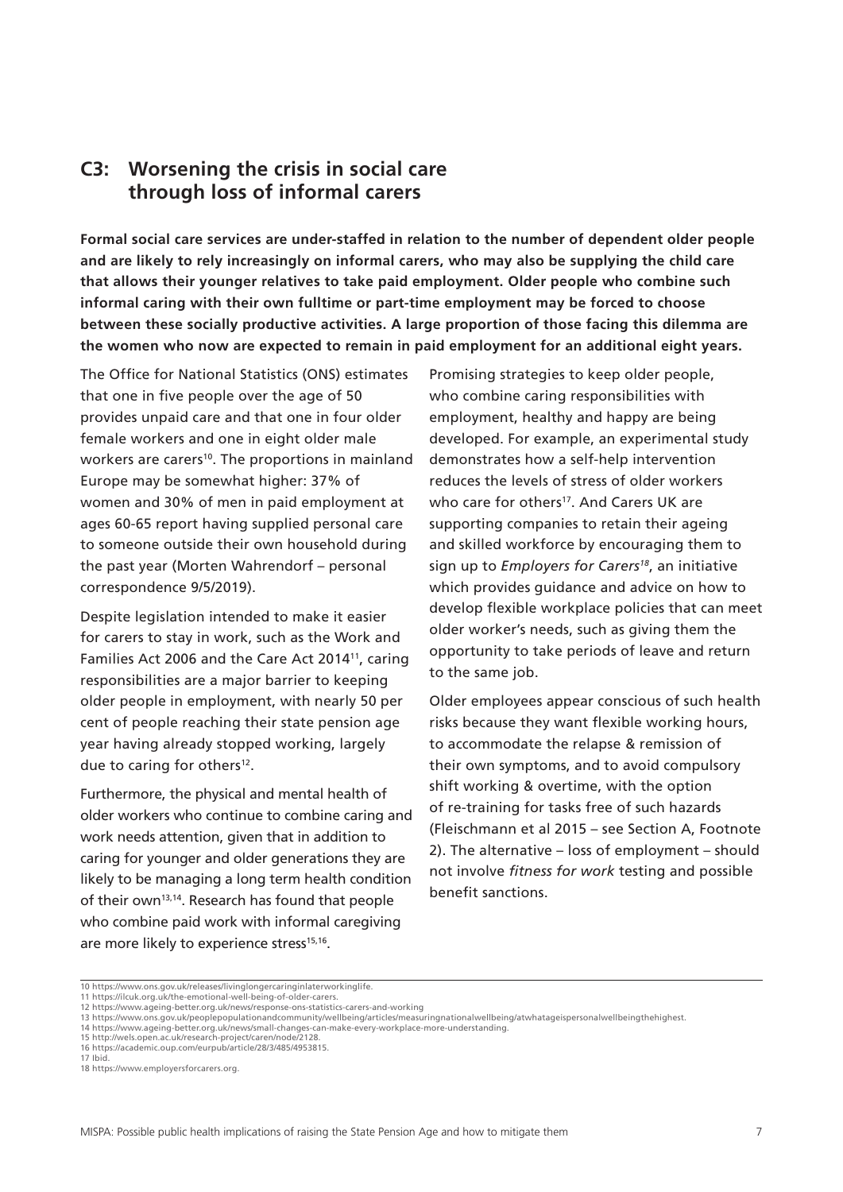## C3: Worsening the crisis in social care through loss of informal carers

**Formal social care services are under-staffed in relation to the number of dependent older people and are likely to rely increasingly on informal carers, who may also be supplying the child care that allows their younger relatives to take paid employment. Older people who combine such informal caring with their own fulltime or part-time employment may be forced to choose between these socially productive activities. A large proportion of those facing this dilemma are the women who now are expected to remain in paid employment for an additional eight years.**

The Office for National Statistics (ONS) estimates that one in five people over the age of 50 provides unpaid care and that one in four older female workers and one in eight older male workers are carers[10]. The proportions in mainland Europe may be somewhat higher: 37% of women and 30% of men in paid employment at ages 60-65 report having supplied personal care to someone outside their own household during the past year (Morten Wahrendorf – personal correspondence 9/5/2019).

Despite legislation intended to make it easier for carers to stay in work, such as the Work and Families Act 2006 and the Care Act 2014[11], caring responsibilities are a major barrier to keeping older people in employment, with nearly 50 per cent of people reaching their state pension age year having already stopped working, largely due to caring for others[12].

Furthermore, the physical and mental health of older workers who continue to combine caring and work needs attention, given that in addition to caring for younger and older generations they are likely to be managing a long term health condition of their own[13,14]. Research has found that people who combine paid work with informal caregiving are more likely to experience stress[15,16].

Promising strategies to keep older people, who combine caring responsibilities with employment, healthy and happy are being developed. For example, an experimental study demonstrates how a self-help intervention reduces the levels of stress of older workers who care for others[17]. And Carers UK are supporting companies to retain their ageing and skilled workforce by encouraging them to sign up to *Employers for Carers*[18], an initiative which provides guidance and advice on how to develop flexible workplace policies that can meet older worker's needs, such as giving them the opportunity to take periods of leave and return to the same job.

Older employees appear conscious of such health risks because they want flexible working hours, to accommodate the relapse & remission of their own symptoms, and to avoid compulsory shift working & overtime, with the option of re-training for tasks free of such hazards (Fleischmann et al 2015 – see Section A, Footnote 2). The alternative – loss of employment – should not involve *fitness for work* testing and possible benefit sanctions.

---

10 https://www.ons.gov.uk/releases/livinglongercaringinlaterworkinglife.
11 https://ilcuk.org.uk/the-emotional-well-being-of-older-carers.
12 https://www.ageing-better.org.uk/news/response-ons-statistics-carers-and-working
13 https://www.ons.gov.uk/peoplepopulationandcommunity/wellbeing/articles/measuringnationalwellbeing/atwhatageispersonalwellbeingthehighest.
14 https://www.ageing-better.org.uk/news/small-changes-can-make-every-workplace-more-understanding.
15 http://wels.open.ac.uk/research-project/caren/node/2128.
16 https://academic.oup.com/eurpub/article/28/3/485/4953815.
17 Ibid.
18 https://www.employersforcarers.org.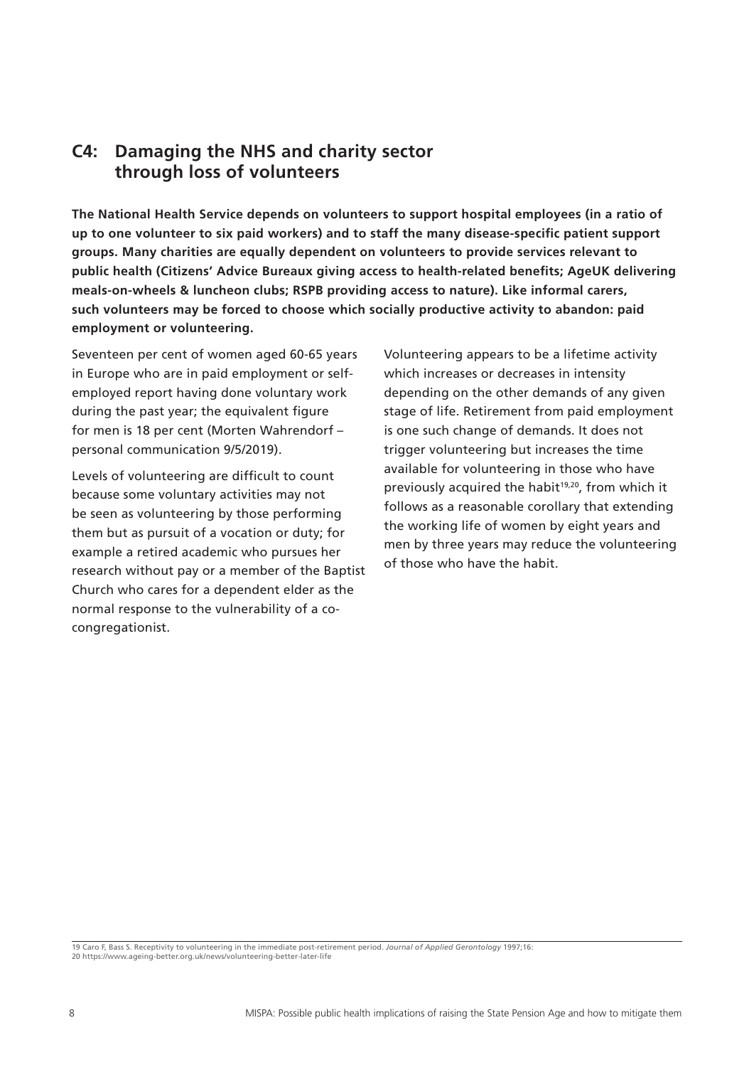## C4: Damaging the NHS and charity sector through loss of volunteers

**The National Health Service depends on volunteers to support hospital employees (in a ratio of up to one volunteer to six paid workers) and to staff the many disease-specific patient support groups. Many charities are equally dependent on volunteers to provide services relevant to public health (Citizens' Advice Bureaux giving access to health-related benefits; AgeUK delivering meals-on-wheels & luncheon clubs; RSPB providing access to nature). Like informal carers, such volunteers may be forced to choose which socially productive activity to abandon: paid employment or volunteering.**

Seventeen per cent of women aged 60-65 years in Europe who are in paid employment or self-employed report having done voluntary work during the past year; the equivalent figure for men is 18 per cent (Morten Wahrendorf – personal communication 9/5/2019).

Levels of volunteering are difficult to count because some voluntary activities may not be seen as volunteering by those performing them but as pursuit of a vocation or duty; for example a retired academic who pursues her research without pay or a member of the Baptist Church who cares for a dependent elder as the normal response to the vulnerability of a co-congregationist.

Volunteering appears to be a lifetime activity which increases or decreases in intensity depending on the other demands of any given stage of life. Retirement from paid employment is one such change of demands. It does not trigger volunteering but increases the time available for volunteering in those who have previously acquired the habit[19,20], from which it follows as a reasonable corollary that extending the working life of women by eight years and men by three years may reduce the volunteering of those who have the habit.

---

19 Caro F, Bass S. Receptivity to volunteering in the immediate post-retirement period. *Journal of Applied Gerontology* 1997;16:

20 https://www.ageing-better.org.uk/news/volunteering-better-later-life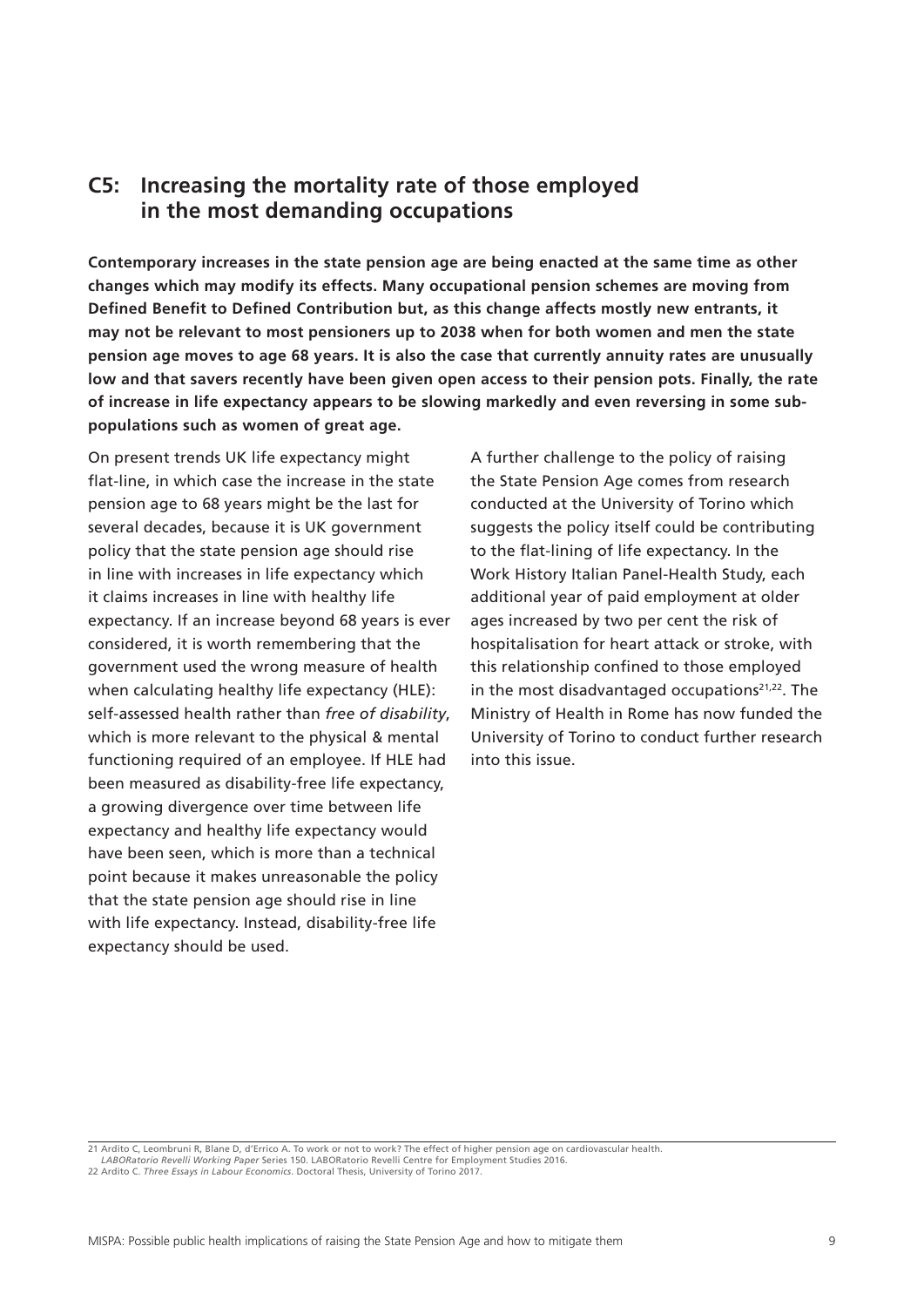## C5: Increasing the mortality rate of those employed in the most demanding occupations

**Contemporary increases in the state pension age are being enacted at the same time as other changes which may modify its effects. Many occupational pension schemes are moving from Defined Benefit to Defined Contribution but, as this change affects mostly new entrants, it may not be relevant to most pensioners up to 2038 when for both women and men the state pension age moves to age 68 years. It is also the case that currently annuity rates are unusually low and that savers recently have been given open access to their pension pots. Finally, the rate of increase in life expectancy appears to be slowing markedly and even reversing in some sub-populations such as women of great age.**

On present trends UK life expectancy might flat-line, in which case the increase in the state pension age to 68 years might be the last for several decades, because it is UK government policy that the state pension age should rise in line with increases in life expectancy which it claims increases in line with healthy life expectancy. If an increase beyond 68 years is ever considered, it is worth remembering that the government used the wrong measure of health when calculating healthy life expectancy (HLE): self-assessed health rather than *free of disability*, which is more relevant to the physical & mental functioning required of an employee. If HLE had been measured as disability-free life expectancy, a growing divergence over time between life expectancy and healthy life expectancy would have been seen, which is more than a technical point because it makes unreasonable the policy that the state pension age should rise in line with life expectancy. Instead, disability-free life expectancy should be used.

A further challenge to the policy of raising the State Pension Age comes from research conducted at the University of Torino which suggests the policy itself could be contributing to the flat-lining of life expectancy. In the Work History Italian Panel-Health Study, each additional year of paid employment at older ages increased by two per cent the risk of hospitalisation for heart attack or stroke, with this relationship confined to those employed in the most disadvantaged occupations[21,22]. The Ministry of Health in Rome has now funded the University of Torino to conduct further research into this issue.

21 Ardito C, Leombruni R, Blane D, d'Errico A. To work or not to work? The effect of higher pension age on cardiovascular health. *LABORatorio Revelli Working Paper* Series 150. LABORatorio Revelli Centre for Employment Studies 2016.

22 Ardito C. *Three Essays in Labour Economics*. Doctoral Thesis, University of Torino 2017.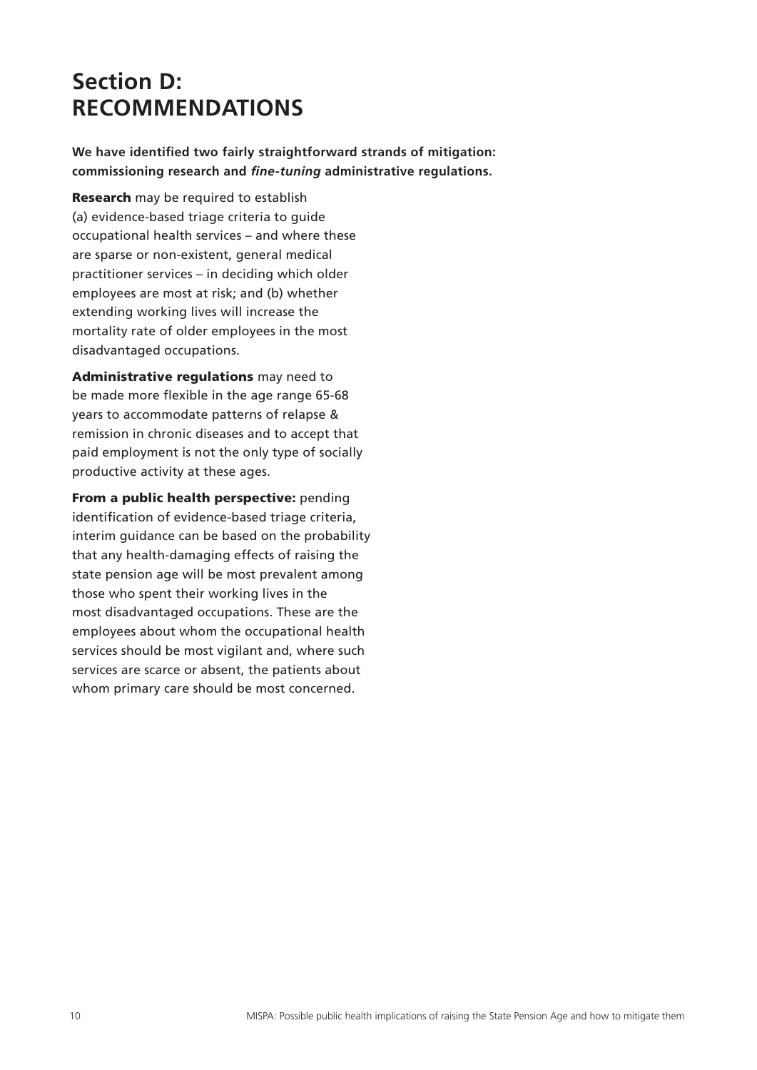# Section D: RECOMMENDATIONS

**We have identified two fairly straightforward strands of mitigation: commissioning research and *fine-tuning* administrative regulations.**

**Research** may be required to establish (a) evidence-based triage criteria to guide occupational health services – and where these are sparse or non-existent, general medical practitioner services – in deciding which older employees are most at risk; and (b) whether extending working lives will increase the mortality rate of older employees in the most disadvantaged occupations.

**Administrative regulations** may need to be made more flexible in the age range 65-68 years to accommodate patterns of relapse & remission in chronic diseases and to accept that paid employment is not the only type of socially productive activity at these ages.

**From a public health perspective:** pending identification of evidence-based triage criteria, interim guidance can be based on the probability that any health-damaging effects of raising the state pension age will be most prevalent among those who spent their working lives in the most disadvantaged occupations. These are the employees about whom the occupational health services should be most vigilant and, where such services are scarce or absent, the patients about whom primary care should be most concerned.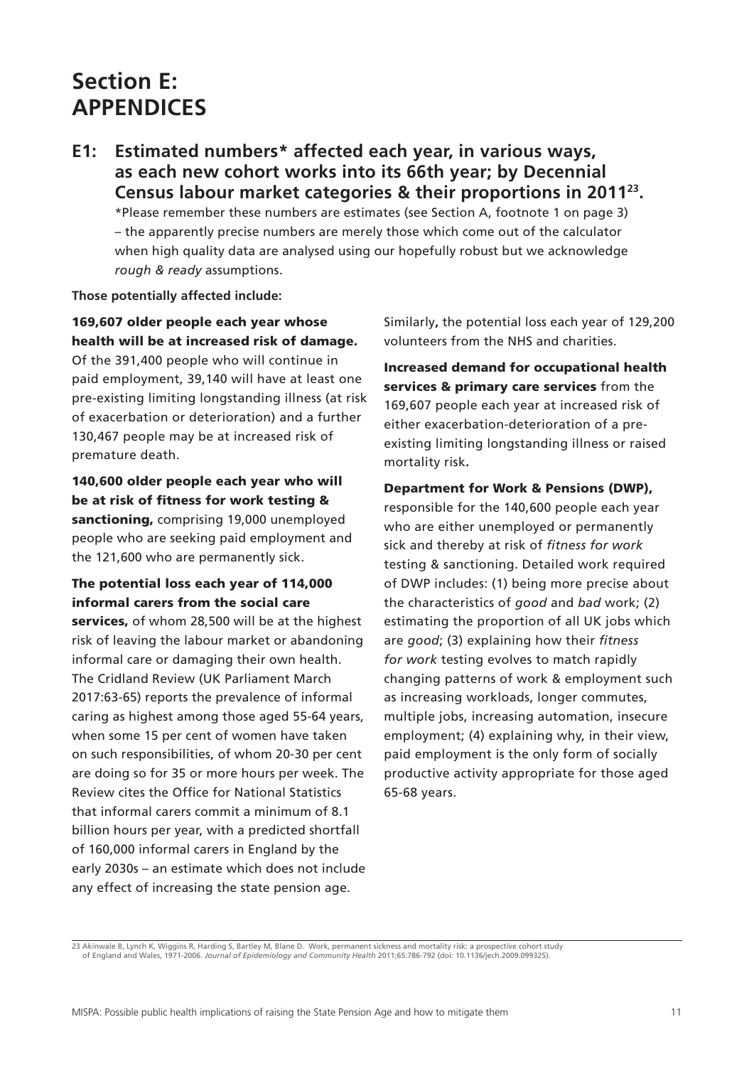# Section E: APPENDICES

## E1: Estimated numbers* affected each year, in various ways, as each new cohort works into its 66th year; by Decennial Census labour market categories & their proportions in 2011[23].

*Please remember these numbers are estimates (see Section A, footnote 1 on page 3) – the apparently precise numbers are merely those which come out of the calculator when high quality data are analysed using our hopefully robust but we acknowledge *rough & ready* assumptions.

**Those potentially affected include:**

**169,607 older people each year whose health will be at increased risk of damage.** Of the 391,400 people who will continue in paid employment, 39,140 will have at least one pre-existing limiting longstanding illness (at risk of exacerbation or deterioration) and a further 130,467 people may be at increased risk of premature death.

**140,600 older people each year who will be at risk of fitness for work testing & sanctioning,** comprising 19,000 unemployed people who are seeking paid employment and the 121,600 who are permanently sick.

**The potential loss each year of 114,000 informal carers from the social care services,** of whom 28,500 will be at the highest risk of leaving the labour market or abandoning informal care or damaging their own health. The Cridland Review (UK Parliament March 2017:63-65) reports the prevalence of informal caring as highest among those aged 55-64 years, when some 15 per cent of women have taken on such responsibilities, of whom 20-30 per cent are doing so for 35 or more hours per week. The Review cites the Office for National Statistics that informal carers commit a minimum of 8.1 billion hours per year, with a predicted shortfall of 160,000 informal carers in England by the early 2030s – an estimate which does not include any effect of increasing the state pension age.

Similarly**,** the potential loss each year of 129,200 volunteers from the NHS and charities.

**Increased demand for occupational health services & primary care services** from the 169,607 people each year at increased risk of either exacerbation-deterioration of a pre-existing limiting longstanding illness or raised mortality risk**.**

**Department for Work & Pensions (DWP),** responsible for the 140,600 people each year who are either unemployed or permanently sick and thereby at risk of *fitness for work* testing & sanctioning. Detailed work required of DWP includes: (1) being more precise about the characteristics of *good* and *bad* work; (2) estimating the proportion of all UK jobs which are *good*; (3) explaining how their *fitness for work* testing evolves to match rapidly changing patterns of work & employment such as increasing workloads, longer commutes, multiple jobs, increasing automation, insecure employment; (4) explaining why, in their view, paid employment is the only form of socially productive activity appropriate for those aged 65-68 years.

---

23 Akinwale B, Lynch K, Wiggins R, Harding S, Bartley M, Blane D. Work, permanent sickness and mortality risk: a prospective cohort study of England and Wales, 1971-2006. *Journal of Epidemiology and Community Health* 2011;65:786-792 (doi: 10.1136/jech.2009.099325).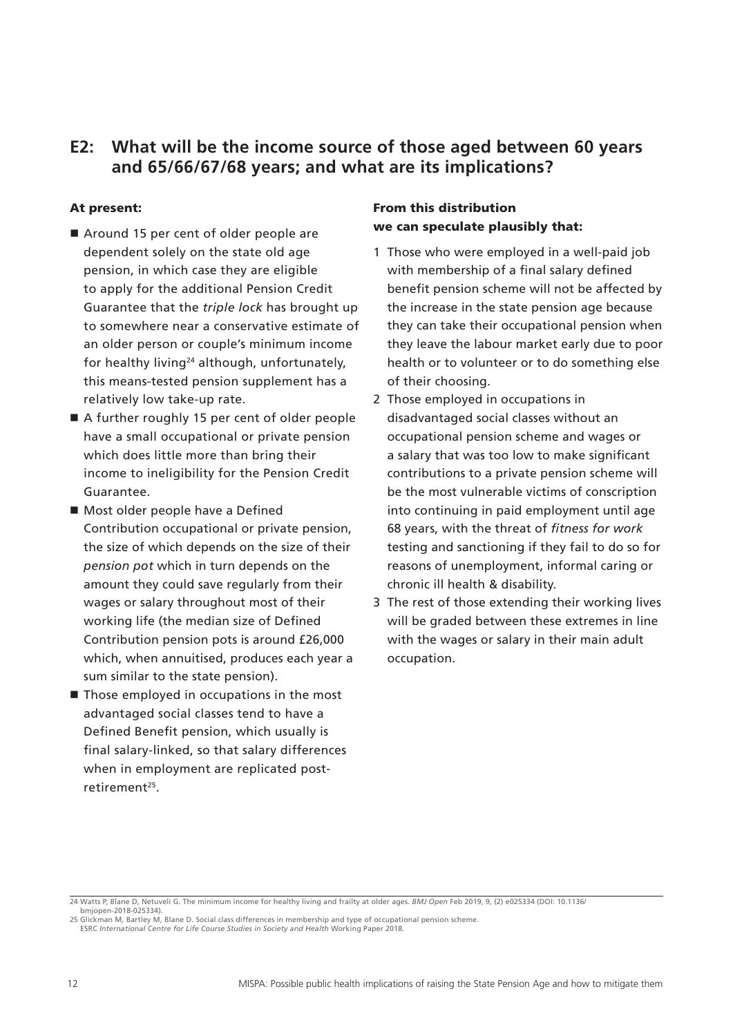## E2: What will be the income source of those aged between 60 years and 65/66/67/68 years; and what are its implications?

**At present:**

- Around 15 per cent of older people are dependent solely on the state old age pension, in which case they are eligible to apply for the additional Pension Credit Guarantee that the *triple lock* has brought up to somewhere near a conservative estimate of an older person or couple's minimum income for healthy living[24] although, unfortunately, this means-tested pension supplement has a relatively low take-up rate.
- A further roughly 15 per cent of older people have a small occupational or private pension which does little more than bring their income to ineligibility for the Pension Credit Guarantee.
- Most older people have a Defined Contribution occupational or private pension, the size of which depends on the size of their *pension pot* which in turn depends on the amount they could save regularly from their wages or salary throughout most of their working life (the median size of Defined Contribution pension pots is around £26,000 which, when annuitised, produces each year a sum similar to the state pension).
- Those employed in occupations in the most advantaged social classes tend to have a Defined Benefit pension, which usually is final salary-linked, so that salary differences when in employment are replicated post-retirement[25].

**From this distribution we can speculate plausibly that:**

1. Those who were employed in a well-paid job with membership of a final salary defined benefit pension scheme will not be affected by the increase in the state pension age because they can take their occupational pension when they leave the labour market early due to poor health or to volunteer or to do something else of their choosing.
2. Those employed in occupations in disadvantaged social classes without an occupational pension scheme and wages or a salary that was too low to make significant contributions to a private pension scheme will be the most vulnerable victims of conscription into continuing in paid employment until age 68 years, with the threat of *fitness for work* testing and sanctioning if they fail to do so for reasons of unemployment, informal caring or chronic ill health & disability.
3. The rest of those extending their working lives will be graded between these extremes in line with the wages or salary in their main adult occupation.

---

24 Watts P, Blane D, Netuveli G. The minimum income for healthy living and frailty at older ages. *BMJ Open* Feb 2019, 9, (2) e025334 (DOI: 10.1136/bmjopen-2018-025334).

25 Glickman M, Bartley M, Blane D. Social class differences in membership and type of occupational pension scheme. ESRC *International Centre for Life Course Studies in Society and Health* Working Paper 2018.